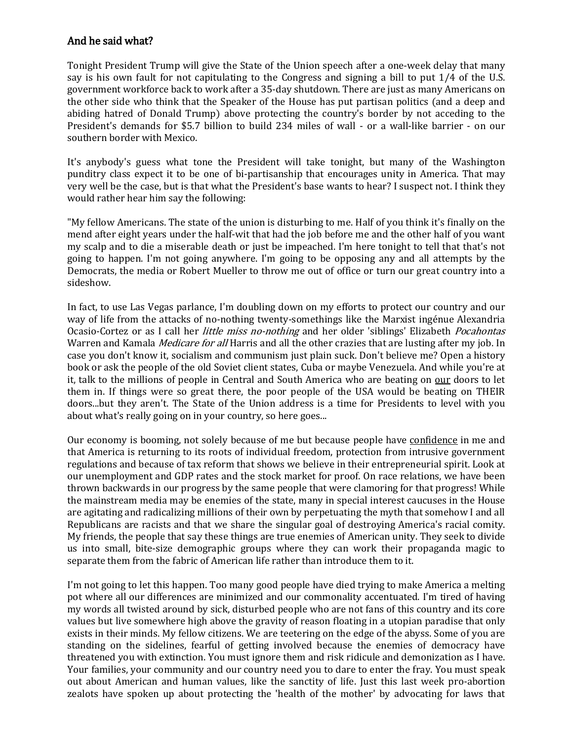## And he said what?

Tonight President Trump will give the State of the Union speech after a one-week delay that many say is his own fault for not capitulating to the Congress and signing a bill to put 1/4 of the U.S. government workforce back to work after a 35-day shutdown. There are just as many Americans on the other side who think that the Speaker of the House has put partisan politics (and a deep and abiding hatred of Donald Trump) above protecting the country's border by not acceding to the President's demands for $5.7 billion to build 234 miles of wall - or a wall-like barrier - on our southern border with Mexico.

It's anybody's guess what tone the President will take tonight, but many of the Washington punditry class expect it to be one of bi-partisanship that encourages unity in America. That may very well be the case, but is that what the President's base wants to hear? I suspect not. I think they would rather hear him say the following:

"My fellow Americans. The state of the union is disturbing to me. Half of you think it's finally on the mend after eight years under the half-wit that had the job before me and the other half of you want my scalp and to die a miserable death or just be impeached. I'm here tonight to tell that that's not going to happen. I'm not going anywhere. I'm going to be opposing any and all attempts by the Democrats, the media or Robert Mueller to throw me out of office or turn our great country into a sideshow.

In fact, to use Las Vegas parlance, I'm doubling down on my efforts to protect our country and our way of life from the attacks of no-nothing twenty-somethings like the Marxist ingénue Alexandria Ocasio-Cortez or as I call her *little miss no-nothing* and her older 'siblings' Elizabeth *Pocahontas* Warren and Kamala *Medicare for all* Harris and all the other crazies that are lusting after my job. In case you don't know it, socialism and communism just plain suck. Don't believe me? Open a history book or ask the people of the old Soviet client states, Cuba or maybe Venezuela. And while you're at it, talk to the millions of people in Central and South America who are beating on <u>our</u> doors to let them in. If things were so great there, the poor people of the USA would be beating on THEIR doors...but they aren't. The State of the Union address is a time for Presidents to level with you about what's really going on in your country, so here goes...

Our economy is booming, not solely because of me but because people have <u>confidence</u> in me and that America is returning to its roots of individual freedom, protection from intrusive government regulations and because of tax reform that shows we believe in their entrepreneurial spirit. Look at our unemployment and GDP rates and the stock market for proof. On race relations, we have been thrown backwards in our progress by the same people that were clamoring for that progress! While the mainstream media may be enemies of the state, many in special interest caucuses in the House are agitating and radicalizing millions of their own by perpetuating the myth that somehow I and all Republicans are racists and that we share the singular goal of destroying America's racial comity. My friends, the people that say these things are true enemies of American unity. They seek to divide us into small, bite-size demographic groups where they can work their propaganda magic to separate them from the fabric of American life rather than introduce them to it.

I'm not going to let this happen. Too many good people have died trying to make America a melting pot where all our differences are minimized and our commonality accentuated. I'm tired of having my words all twisted around by sick, disturbed people who are not fans of this country and its core values but live somewhere high above the gravity of reason floating in a utopian paradise that only exists in their minds. My fellow citizens. We are teetering on the edge of the abyss. Some of you are standing on the sidelines, fearful of getting involved because the enemies of democracy have threatened you with extinction. You must ignore them and risk ridicule and demonization as I have. Your families, your community and our country need you to dare to enter the fray. You must speak out about American and human values, like the sanctity of life. Just this last week pro-abortion zealots have spoken up about protecting the 'health of the mother' by advocating for laws that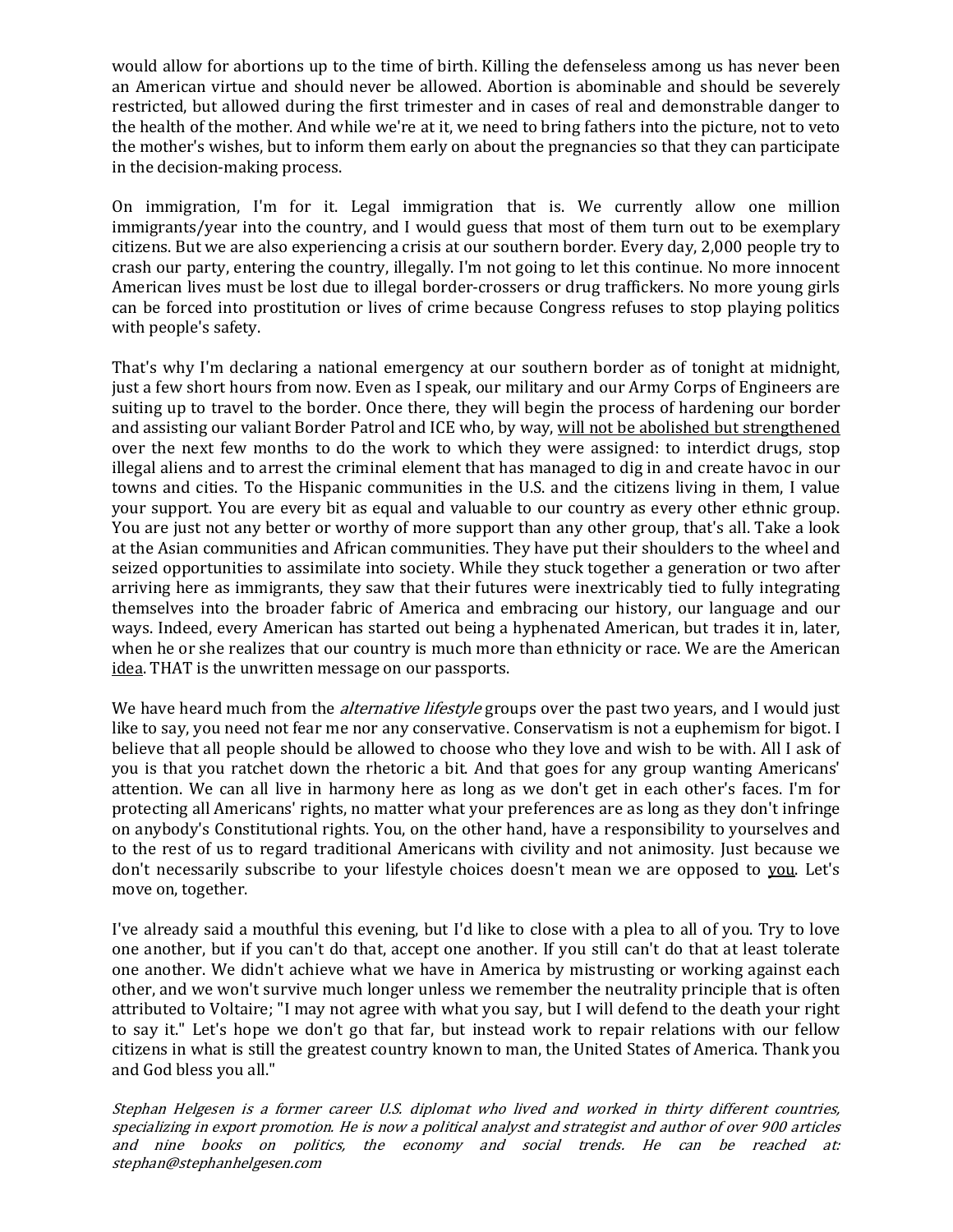would allow for abortions up to the time of birth. Killing the defenseless among us has never been an American virtue and should never be allowed. Abortion is abominable and should be severely restricted, but allowed during the first trimester and in cases of real and demonstrable danger to the health of the mother. And while we're at it, we need to bring fathers into the picture, not to veto the mother's wishes, but to inform them early on about the pregnancies so that they can participate in the decision-making process.

On immigration, I'm for it. Legal immigration that is. We currently allow one million immigrants/year into the country, and I would guess that most of them turn out to be exemplary citizens. But we are also experiencing a crisis at our southern border. Every day, 2,000 people try to crash our party, entering the country, illegally. I'm not going to let this continue. No more innocent American lives must be lost due to illegal border-crossers or drug traffickers. No more young girls can be forced into prostitution or lives of crime because Congress refuses to stop playing politics with people's safety.

That's why I'm declaring a national emergency at our southern border as of tonight at midnight, just a few short hours from now. Even as I speak, our military and our Army Corps of Engineers are suiting up to travel to the border. Once there, they will begin the process of hardening our border and assisting our valiant Border Patrol and ICE who, by way, <u>will not be abolished but strengthened</u> over the next few months to do the work to which they were assigned: to interdict drugs, stop illegal aliens and to arrest the criminal element that has managed to dig in and create havoc in our towns and cities. To the Hispanic communities in the U.S. and the citizens living in them, I value your support. You are every bit as equal and valuable to our country as every other ethnic group. You are just not any better or worthy of more support than any other group, that's all. Take a look at the Asian communities and African communities. They have put their shoulders to the wheel and seized opportunities to assimilate into society. While they stuck together a generation or two after arriving here as immigrants, they saw that their futures were inextricably tied to fully integrating themselves into the broader fabric of America and embracing our history, our language and our ways. Indeed, every American has started out being a hyphenated American, but trades it in, later, when he or she realizes that our country is much more than ethnicity or race. We are the American <u>idea</u>. THAT is the unwritten message on our passports.

We have heard much from the *alternative lifestyle* groups over the past two years, and I would just like to say, you need not fear me nor any conservative. Conservatism is not a euphemism for bigot. I believe that all people should be allowed to choose who they love and wish to be with. All I ask of you is that you ratchet down the rhetoric a bit. And that goes for any group wanting Americans' attention. We can all live in harmony here as long as we don't get in each other's faces. I'm for protecting all Americans' rights, no matter what your preferences are as long as they don't infringe on anybody's Constitutional rights. You, on the other hand, have a responsibility to yourselves and to the rest of us to regard traditional Americans with civility and not animosity. Just because we don't necessarily subscribe to your lifestyle choices doesn't mean we are opposed to <u>you</u>. Let's move on, together.

I've already said a mouthful this evening, but I'd like to close with a plea to all of you. Try to love one another, but if you can't do that, accept one another. If you still can't do that at least tolerate one another. We didn't achieve what we have in America by mistrusting or working against each other, and we won't survive much longer unless we remember the neutrality principle that is often attributed to Voltaire; "I may not agree with what you say, but I will defend to the death your right to say it." Let's hope we don't go that far, but instead work to repair relations with our fellow citizens in what is still the greatest country known to man, the United States of America. Thank you and God bless you all."

*Stephan Helgesen is a former career U.S. diplomat who lived and worked in thirty different countries, specializing in export promotion. He is now a political analyst and strategist and author of over 900 articles and nine books on politics, the economy and social trends. He can be reached at: stephan@stephanhelgesen.com*